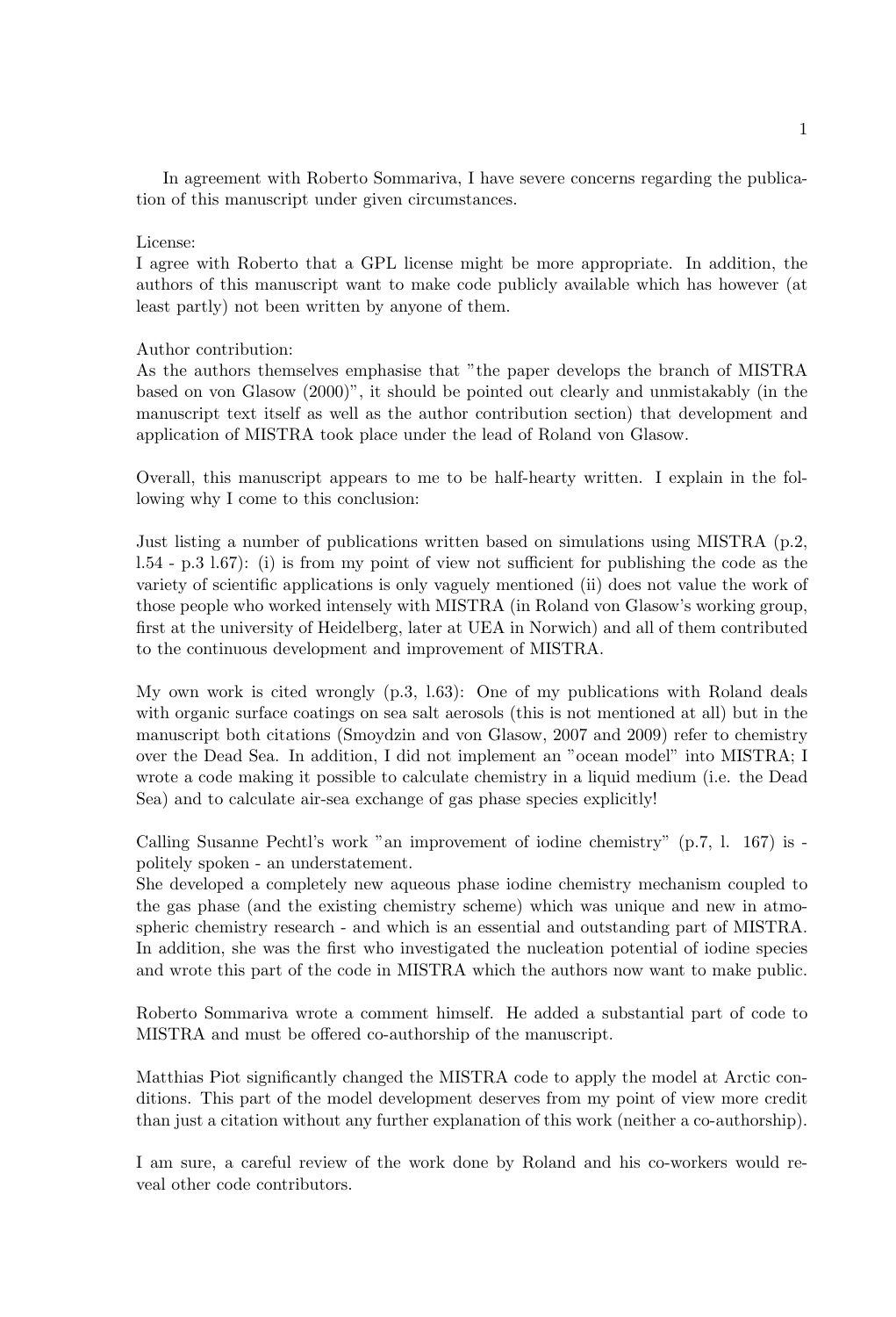In agreement with Roberto Sommariva, I have severe concerns regarding the publication of this manuscript under given circumstances.

License:
I agree with Roberto that a GPL license might be more appropriate. In addition, the authors of this manuscript want to make code publicly available which has however (at least partly) not been written by anyone of them.

Author contribution:
As the authors themselves emphasise that "the paper develops the branch of MISTRA based on von Glasow (2000)", it should be pointed out clearly and unmistakably (in the manuscript text itself as well as the author contribution section) that development and application of MISTRA took place under the lead of Roland von Glasow.

Overall, this manuscript appears to me to be half-hearty written. I explain in the following why I come to this conclusion:

Just listing a number of publications written based on simulations using MISTRA (p.2, l.54 - p.3 l.67): (i) is from my point of view not sufficient for publishing the code as the variety of scientific applications is only vaguely mentioned (ii) does not value the work of those people who worked intensely with MISTRA (in Roland von Glasow's working group, first at the university of Heidelberg, later at UEA in Norwich) and all of them contributed to the continuous development and improvement of MISTRA.

My own work is cited wrongly (p.3, l.63): One of my publications with Roland deals with organic surface coatings on sea salt aerosols (this is not mentioned at all) but in the manuscript both citations (Smoydzin and von Glasow, 2007 and 2009) refer to chemistry over the Dead Sea. In addition, I did not implement an "ocean model" into MISTRA; I wrote a code making it possible to calculate chemistry in a liquid medium (i.e. the Dead Sea) and to calculate air-sea exchange of gas phase species explicitly!

Calling Susanne Pechtl's work "an improvement of iodine chemistry" (p.7, l. 167) is - politely spoken - an understatement.
She developed a completely new aqueous phase iodine chemistry mechanism coupled to the gas phase (and the existing chemistry scheme) which was unique and new in atmospheric chemistry research - and which is an essential and outstanding part of MISTRA. In addition, she was the first who investigated the nucleation potential of iodine species and wrote this part of the code in MISTRA which the authors now want to make public.

Roberto Sommariva wrote a comment himself. He added a substantial part of code to MISTRA and must be offered co-authorship of the manuscript.

Matthias Piot significantly changed the MISTRA code to apply the model at Arctic conditions. This part of the model development deserves from my point of view more credit than just a citation without any further explanation of this work (neither a co-authorship).

I am sure, a careful review of the work done by Roland and his co-workers would reveal other code contributors.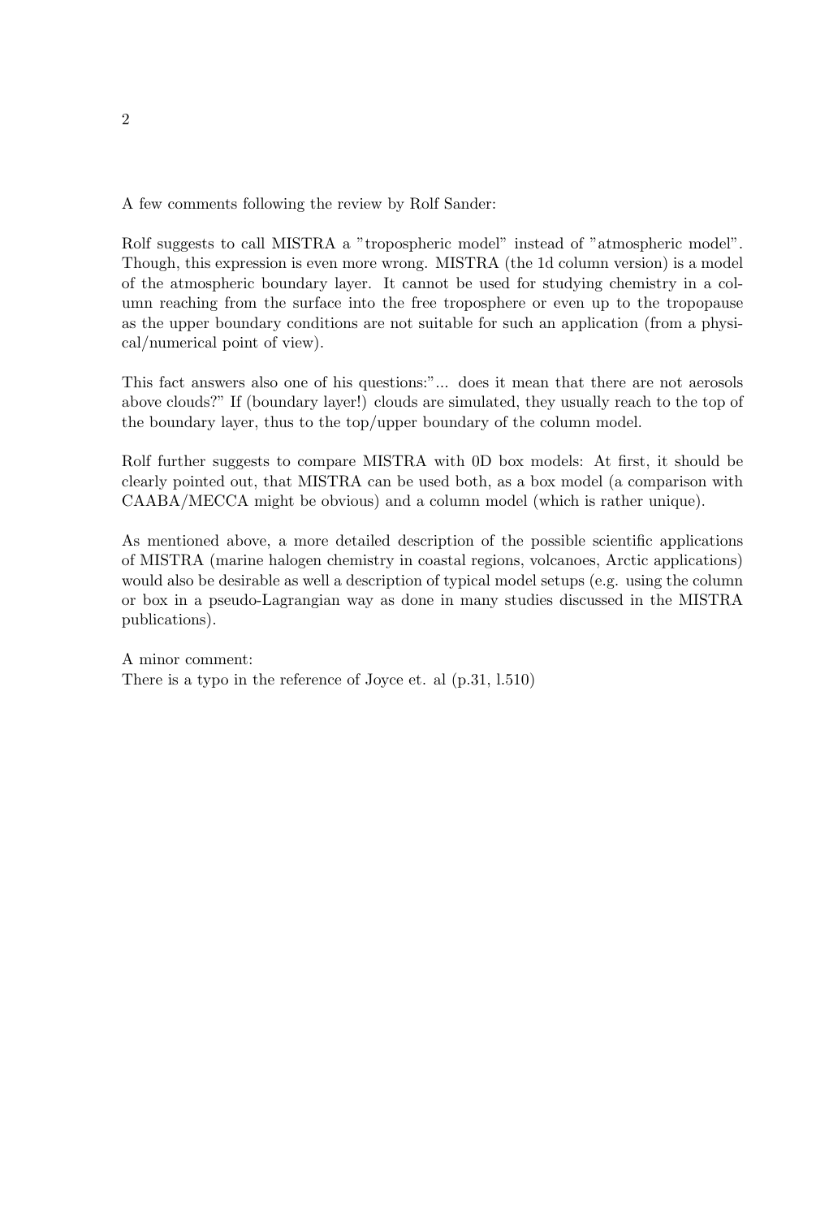A few comments following the review by Rolf Sander:

Rolf suggests to call MISTRA a "tropospheric model" instead of "atmospheric model". Though, this expression is even more wrong. MISTRA (the 1d column version) is a model of the atmospheric boundary layer. It cannot be used for studying chemistry in a column reaching from the surface into the free troposphere or even up to the tropopause as the upper boundary conditions are not suitable for such an application (from a physical/numerical point of view).

This fact answers also one of his questions:"... does it mean that there are not aerosols above clouds?" If (boundary layer!) clouds are simulated, they usually reach to the top of the boundary layer, thus to the top/upper boundary of the column model.

Rolf further suggests to compare MISTRA with 0D box models: At first, it should be clearly pointed out, that MISTRA can be used both, as a box model (a comparison with CAABA/MECCA might be obvious) and a column model (which is rather unique).

As mentioned above, a more detailed description of the possible scientific applications of MISTRA (marine halogen chemistry in coastal regions, volcanoes, Arctic applications) would also be desirable as well a description of typical model setups (e.g. using the column or box in a pseudo-Lagrangian way as done in many studies discussed in the MISTRA publications).

A minor comment:
There is a typo in the reference of Joyce et. al (p.31, l.510)